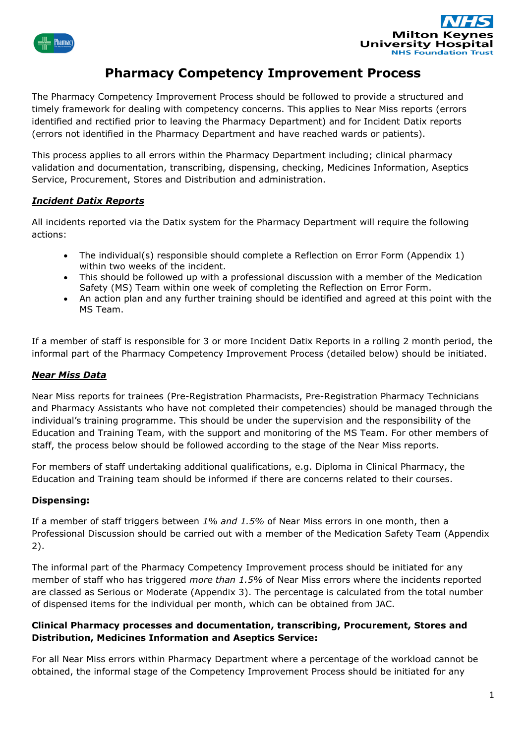# Pharmacy Competency Improvement Process

The Pharmacy Competency Improvement Process should be followed to provide a structured and timely framework for dealing with competency concerns. This applies to Near Miss reports (errors identified and rectified prior to leaving the Pharmacy Department) and for Incident Datix reports (errors not identified in the Pharmacy Department and have reached wards or patients).

This process applies to all errors within the Pharmacy Department including; clinical pharmacy validation and documentation, transcribing, dispensing, checking, Medicines Information, Aseptics Service, Procurement, Stores and Distribution and administration.

***Incident Datix Reports***

All incidents reported via the Datix system for the Pharmacy Department will require the following actions:

- The individual(s) responsible should complete a Reflection on Error Form (Appendix 1) within two weeks of the incident.
- This should be followed up with a professional discussion with a member of the Medication Safety (MS) Team within one week of completing the Reflection on Error Form.
- An action plan and any further training should be identified and agreed at this point with the MS Team.

If a member of staff is responsible for 3 or more Incident Datix Reports in a rolling 2 month period, the informal part of the Pharmacy Competency Improvement Process (detailed below) should be initiated.

***Near Miss Data***

Near Miss reports for trainees (Pre-Registration Pharmacists, Pre-Registration Pharmacy Technicians and Pharmacy Assistants who have not completed their competencies) should be managed through the individual's training programme. This should be under the supervision and the responsibility of the Education and Training Team, with the support and monitoring of the MS Team. For other members of staff, the process below should be followed according to the stage of the Near Miss reports.

For members of staff undertaking additional qualifications, e.g. Diploma in Clinical Pharmacy, the Education and Training team should be informed if there are concerns related to their courses.

**Dispensing:**

If a member of staff triggers between *1% and 1.5%* of Near Miss errors in one month, then a Professional Discussion should be carried out with a member of the Medication Safety Team (Appendix 2).

The informal part of the Pharmacy Competency Improvement process should be initiated for any member of staff who has triggered *more than 1.5%* of Near Miss errors where the incidents reported are classed as Serious or Moderate (Appendix 3). The percentage is calculated from the total number of dispensed items for the individual per month, which can be obtained from JAC.

**Clinical Pharmacy processes and documentation, transcribing, Procurement, Stores and Distribution, Medicines Information and Aseptics Service:**

For all Near Miss errors within Pharmacy Department where a percentage of the workload cannot be obtained, the informal stage of the Competency Improvement Process should be initiated for any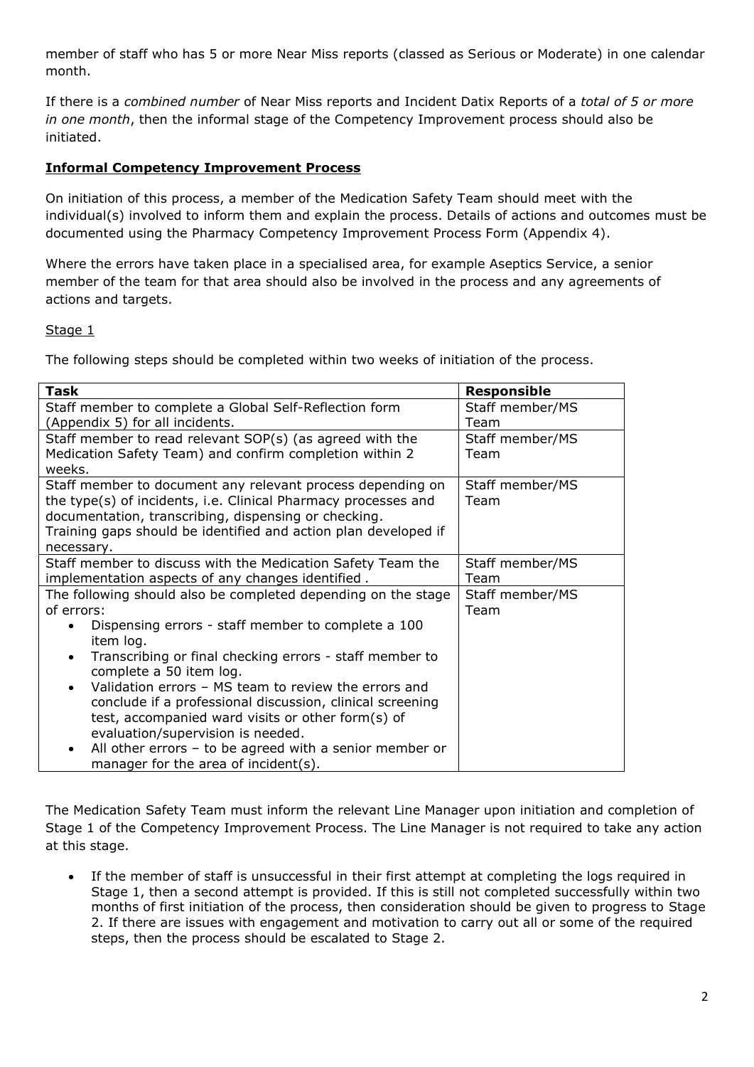member of staff who has 5 or more Near Miss reports (classed as Serious or Moderate) in one calendar month.

If there is a *combined number* of Near Miss reports and Incident Datix Reports of a *total of 5 or more in one month*, then the informal stage of the Competency Improvement process should also be initiated.

**Informal Competency Improvement Process**

On initiation of this process, a member of the Medication Safety Team should meet with the individual(s) involved to inform them and explain the process. Details of actions and outcomes must be documented using the Pharmacy Competency Improvement Process Form (Appendix 4).

Where the errors have taken place in a specialised area, for example Aseptics Service, a senior member of the team for that area should also be involved in the process and any agreements of actions and targets.

Stage 1

The following steps should be completed within two weeks of initiation of the process.

| Task | Responsible |
|---|---|
| Staff member to complete a Global Self-Reflection form (Appendix 5) for all incidents. | Staff member/MS Team |
| Staff member to read relevant SOP(s) (as agreed with the Medication Safety Team) and confirm completion within 2 weeks. | Staff member/MS Team |
| Staff member to document any relevant process depending on the type(s) of incidents, i.e. Clinical Pharmacy processes and documentation, transcribing, dispensing or checking. Training gaps should be identified and action plan developed if necessary. | Staff member/MS Team |
| Staff member to discuss with the Medication Safety Team the implementation aspects of any changes identified . | Staff member/MS Team |
| The following should also be completed depending on the stage of errors: <br>• Dispensing errors - staff member to complete a 100 item log. <br>• Transcribing or final checking errors - staff member to complete a 50 item log. <br>• Validation errors – MS team to review the errors and conclude if a professional discussion, clinical screening test, accompanied ward visits or other form(s) of evaluation/supervision is needed. <br>• All other errors – to be agreed with a senior member or manager for the area of incident(s). | Staff member/MS Team |

The Medication Safety Team must inform the relevant Line Manager upon initiation and completion of Stage 1 of the Competency Improvement Process. The Line Manager is not required to take any action at this stage.

- If the member of staff is unsuccessful in their first attempt at completing the logs required in Stage 1, then a second attempt is provided. If this is still not completed successfully within two months of first initiation of the process, then consideration should be given to progress to Stage 2. If there are issues with engagement and motivation to carry out all or some of the required steps, then the process should be escalated to Stage 2.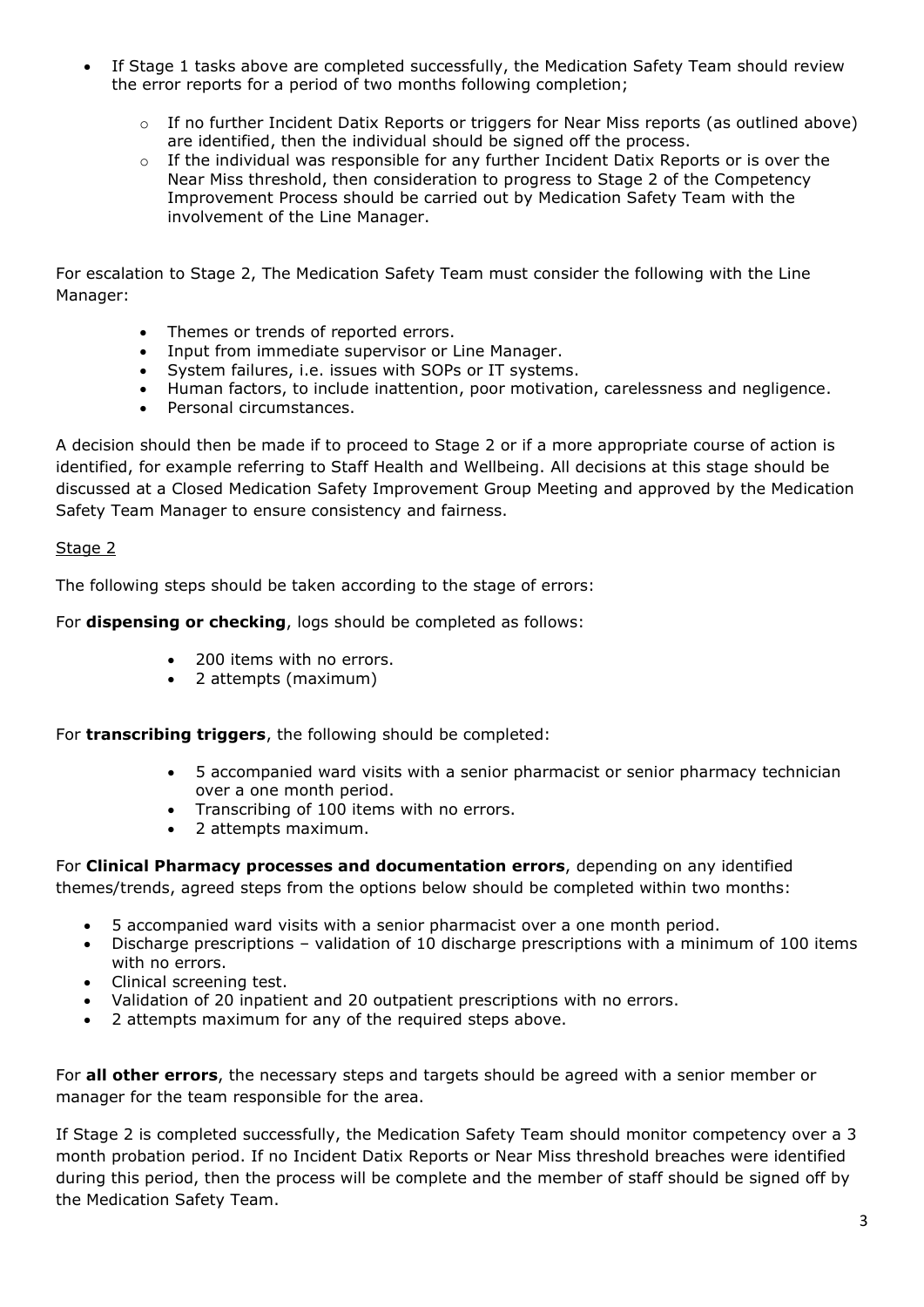- If Stage 1 tasks above are completed successfully, the Medication Safety Team should review the error reports for a period of two months following completion;
  - If no further Incident Datix Reports or triggers for Near Miss reports (as outlined above) are identified, then the individual should be signed off the process.
  - If the individual was responsible for any further Incident Datix Reports or is over the Near Miss threshold, then consideration to progress to Stage 2 of the Competency Improvement Process should be carried out by Medication Safety Team with the involvement of the Line Manager.

For escalation to Stage 2, The Medication Safety Team must consider the following with the Line Manager:

- Themes or trends of reported errors.
- Input from immediate supervisor or Line Manager.
- System failures, i.e. issues with SOPs or IT systems.
- Human factors, to include inattention, poor motivation, carelessness and negligence.
- Personal circumstances.

A decision should then be made if to proceed to Stage 2 or if a more appropriate course of action is identified, for example referring to Staff Health and Wellbeing. All decisions at this stage should be discussed at a Closed Medication Safety Improvement Group Meeting and approved by the Medication Safety Team Manager to ensure consistency and fairness.

Stage 2

The following steps should be taken according to the stage of errors:

For **dispensing or checking**, logs should be completed as follows:

- 200 items with no errors.
- 2 attempts (maximum)

For **transcribing triggers**, the following should be completed:

- 5 accompanied ward visits with a senior pharmacist or senior pharmacy technician over a one month period.
- Transcribing of 100 items with no errors.
- 2 attempts maximum.

For **Clinical Pharmacy processes and documentation errors**, depending on any identified themes/trends, agreed steps from the options below should be completed within two months:

- 5 accompanied ward visits with a senior pharmacist over a one month period.
- Discharge prescriptions – validation of 10 discharge prescriptions with a minimum of 100 items with no errors.
- Clinical screening test.
- Validation of 20 inpatient and 20 outpatient prescriptions with no errors.
- 2 attempts maximum for any of the required steps above.

For **all other errors**, the necessary steps and targets should be agreed with a senior member or manager for the team responsible for the area.

If Stage 2 is completed successfully, the Medication Safety Team should monitor competency over a 3 month probation period. If no Incident Datix Reports or Near Miss threshold breaches were identified during this period, then the process will be complete and the member of staff should be signed off by the Medication Safety Team.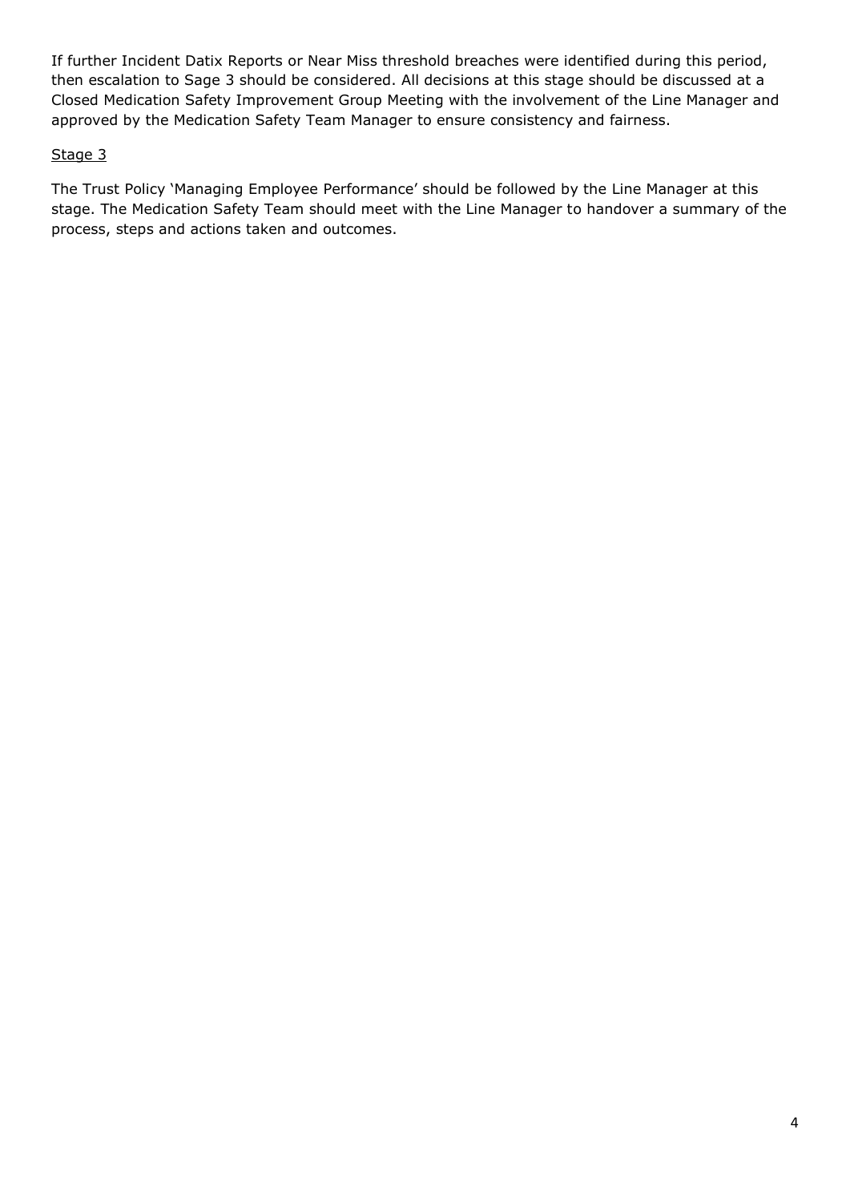If further Incident Datix Reports or Near Miss threshold breaches were identified during this period, then escalation to Sage 3 should be considered. All decisions at this stage should be discussed at a Closed Medication Safety Improvement Group Meeting with the involvement of the Line Manager and approved by the Medication Safety Team Manager to ensure consistency and fairness.

Stage 3

The Trust Policy 'Managing Employee Performance' should be followed by the Line Manager at this stage. The Medication Safety Team should meet with the Line Manager to handover a summary of the process, steps and actions taken and outcomes.